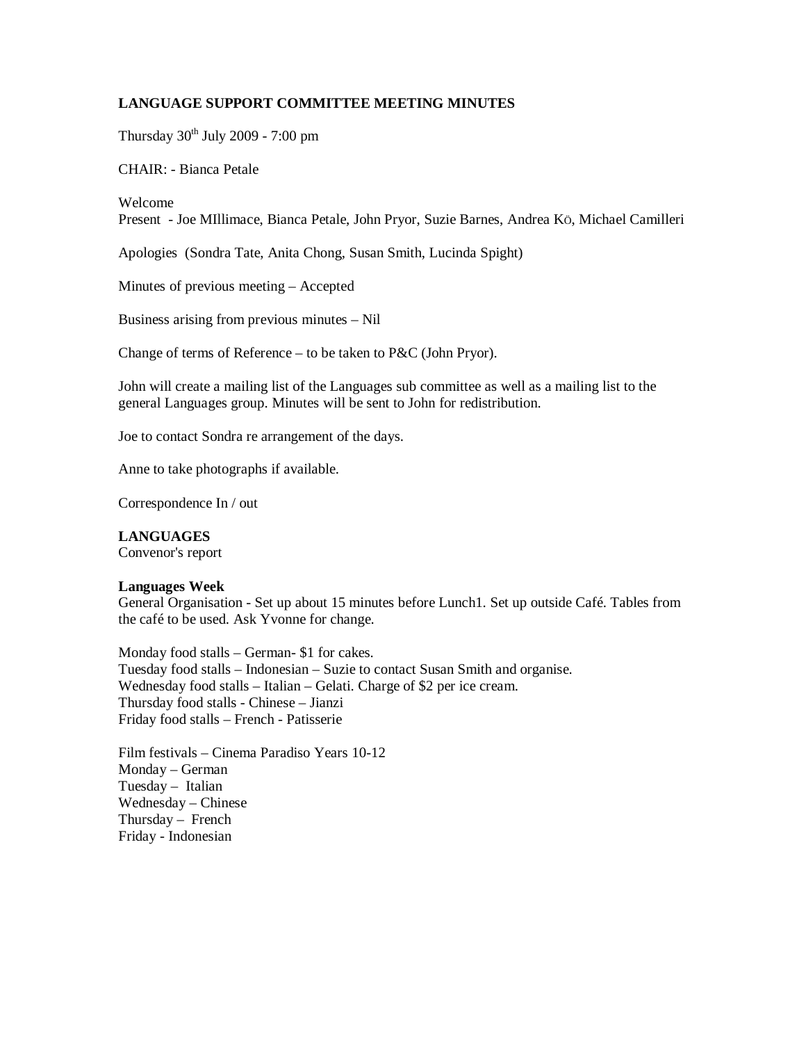**LANGUAGE SUPPORT COMMITTEE MEETING MINUTES**

Thursday 30th July 2009 - 7:00 pm

CHAIR: - Bianca Petale

Welcome
Present - Joe MIllimace, Bianca Petale, John Pryor, Suzie Barnes, Andrea Kö, Michael Camilleri

Apologies (Sondra Tate, Anita Chong, Susan Smith, Lucinda Spight)

Minutes of previous meeting – Accepted

Business arising from previous minutes – Nil

Change of terms of Reference – to be taken to P&C (John Pryor).

John will create a mailing list of the Languages sub committee as well as a mailing list to the general Languages group. Minutes will be sent to John for redistribution.

Joe to contact Sondra re arrangement of the days.

Anne to take photographs if available.

Correspondence In / out

**LANGUAGES**
Convenor's report

**Languages Week**
General Organisation - Set up about 15 minutes before Lunch1. Set up outside Café. Tables from the café to be used. Ask Yvonne for change.

Monday food stalls – German- $1 for cakes.
Tuesday food stalls – Indonesian – Suzie to contact Susan Smith and organise.
Wednesday food stalls – Italian – Gelati. Charge of $2 per ice cream.
Thursday food stalls - Chinese – Jianzi
Friday food stalls – French - Patisserie

Film festivals – Cinema Paradiso Years 10-12
Monday – German
Tuesday – Italian
Wednesday – Chinese
Thursday – French
Friday - Indonesian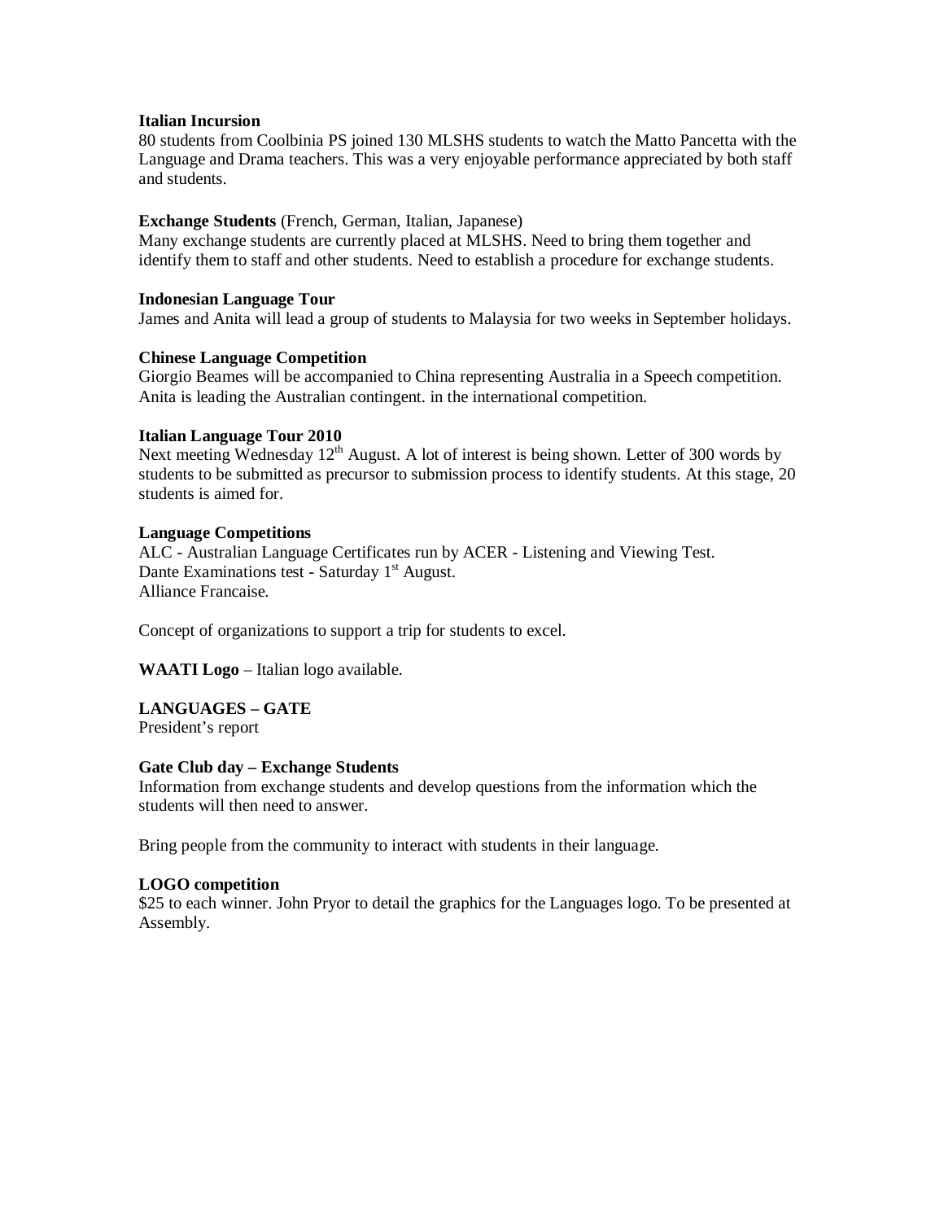**Italian Incursion**
80 students from Coolbinia PS joined 130 MLSHS students to watch the Matto Pancetta with the Language and Drama teachers. This was a very enjoyable performance appreciated by both staff and students.

**Exchange Students** (French, German, Italian, Japanese)
Many exchange students are currently placed at MLSHS. Need to bring them together and identify them to staff and other students. Need to establish a procedure for exchange students.

**Indonesian Language Tour**
James and Anita will lead a group of students to Malaysia for two weeks in September holidays.

**Chinese Language Competition**
Giorgio Beames will be accompanied to China representing Australia in a Speech competition. Anita is leading the Australian contingent. in the international competition.

**Italian Language Tour 2010**
Next meeting Wednesday 12th August. A lot of interest is being shown. Letter of 300 words by students to be submitted as precursor to submission process to identify students. At this stage, 20 students is aimed for.

**Language Competitions**
ALC - Australian Language Certificates run by ACER - Listening and Viewing Test.
Dante Examinations test - Saturday 1st August.
Alliance Francaise.

Concept of organizations to support a trip for students to excel.

**WAATI Logo** – Italian logo available.

**LANGUAGES – GATE**
President's report

**Gate Club day – Exchange Students**
Information from exchange students and develop questions from the information which the students will then need to answer.

Bring people from the community to interact with students in their language.

**LOGO competition**
$25 to each winner. John Pryor to detail the graphics for the Languages logo. To be presented at Assembly.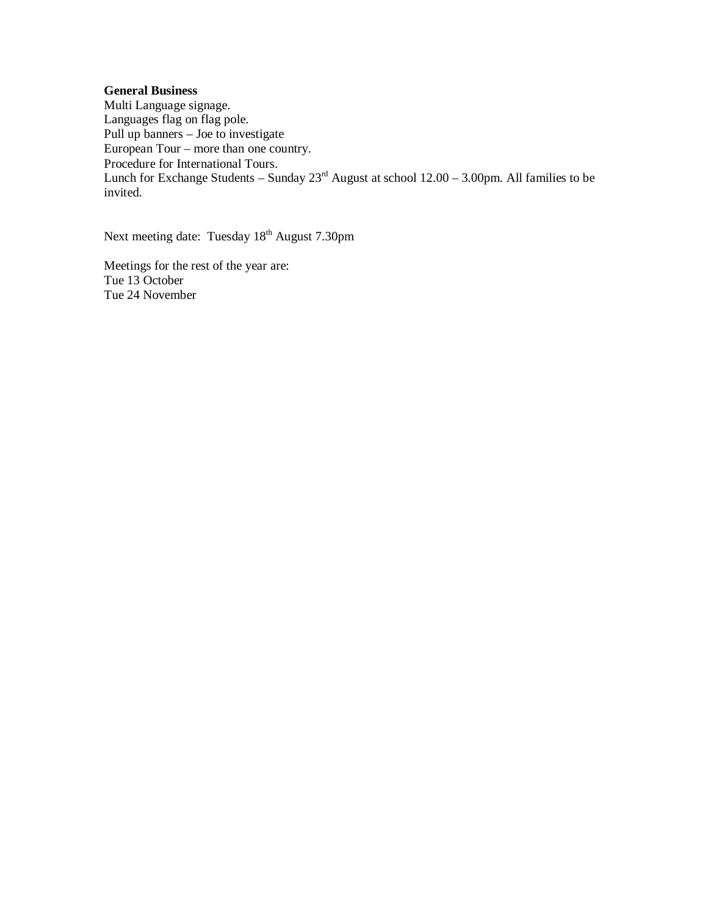**General Business**

Multi Language signage.
Languages flag on flag pole.
Pull up banners – Joe to investigate
European Tour – more than one country.
Procedure for International Tours.
Lunch for Exchange Students – Sunday 23rd August at school 12.00 – 3.00pm. All families to be invited.

Next meeting date: Tuesday 18th August 7.30pm

Meetings for the rest of the year are:
Tue 13 October
Tue 24 November